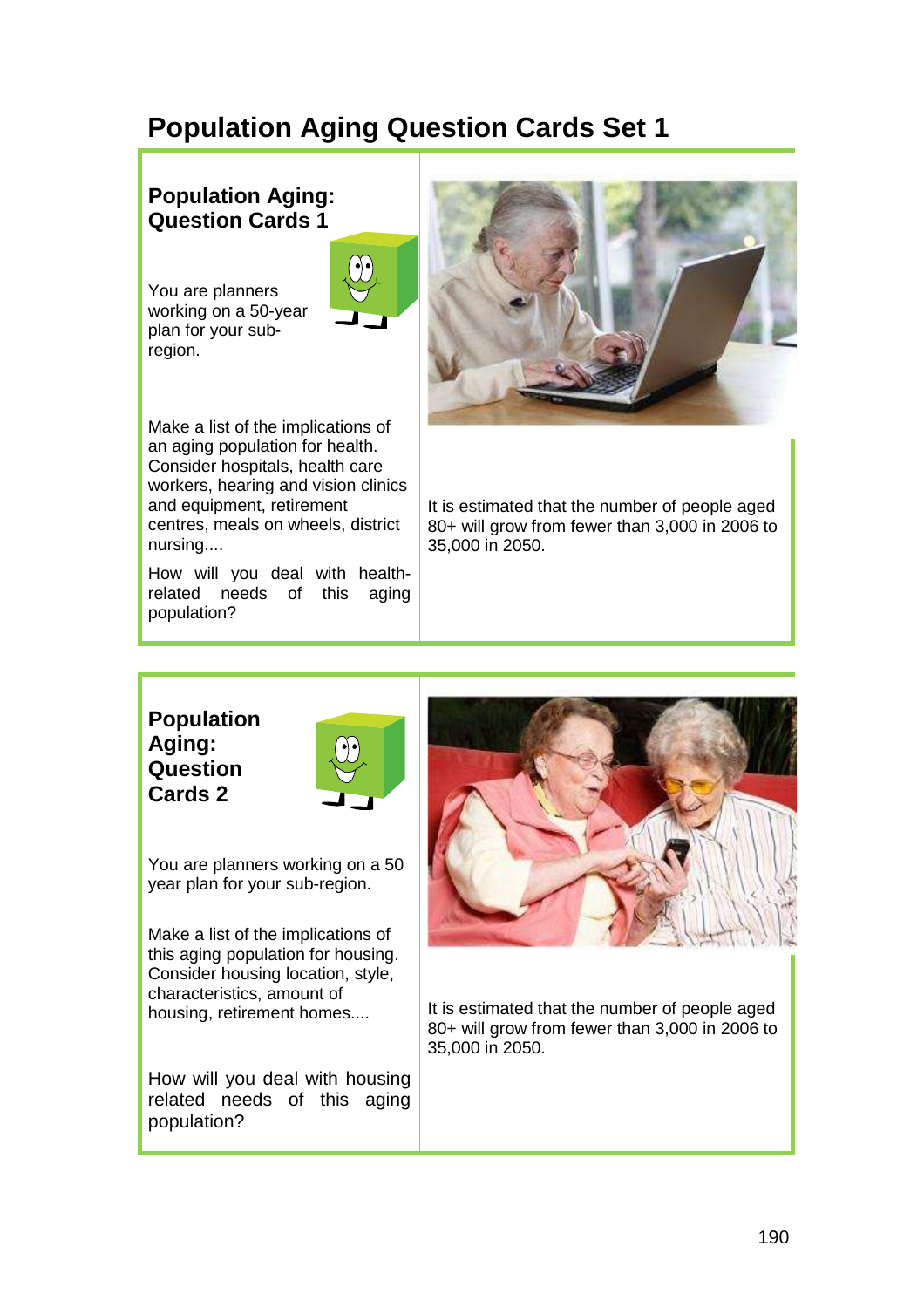# Population Aging Question Cards Set 1

## Population Aging: Question Cards 1

You are planners working on a 50-year plan for your sub-region.

Make a list of the implications of an aging population for health. Consider hospitals, health care workers, hearing and vision clinics and equipment, retirement centres, meals on wheels, district nursing....

How will you deal with health-related needs of this aging population?

It is estimated that the number of people aged 80+ will grow from fewer than 3,000 in 2006 to 35,000 in 2050.

## Population Aging: Question Cards 2

You are planners working on a 50 year plan for your sub-region.

Make a list of the implications of this aging population for housing. Consider housing location, style, characteristics, amount of housing, retirement homes....

How will you deal with housing related needs of this aging population?

It is estimated that the number of people aged 80+ will grow from fewer than 3,000 in 2006 to 35,000 in 2050.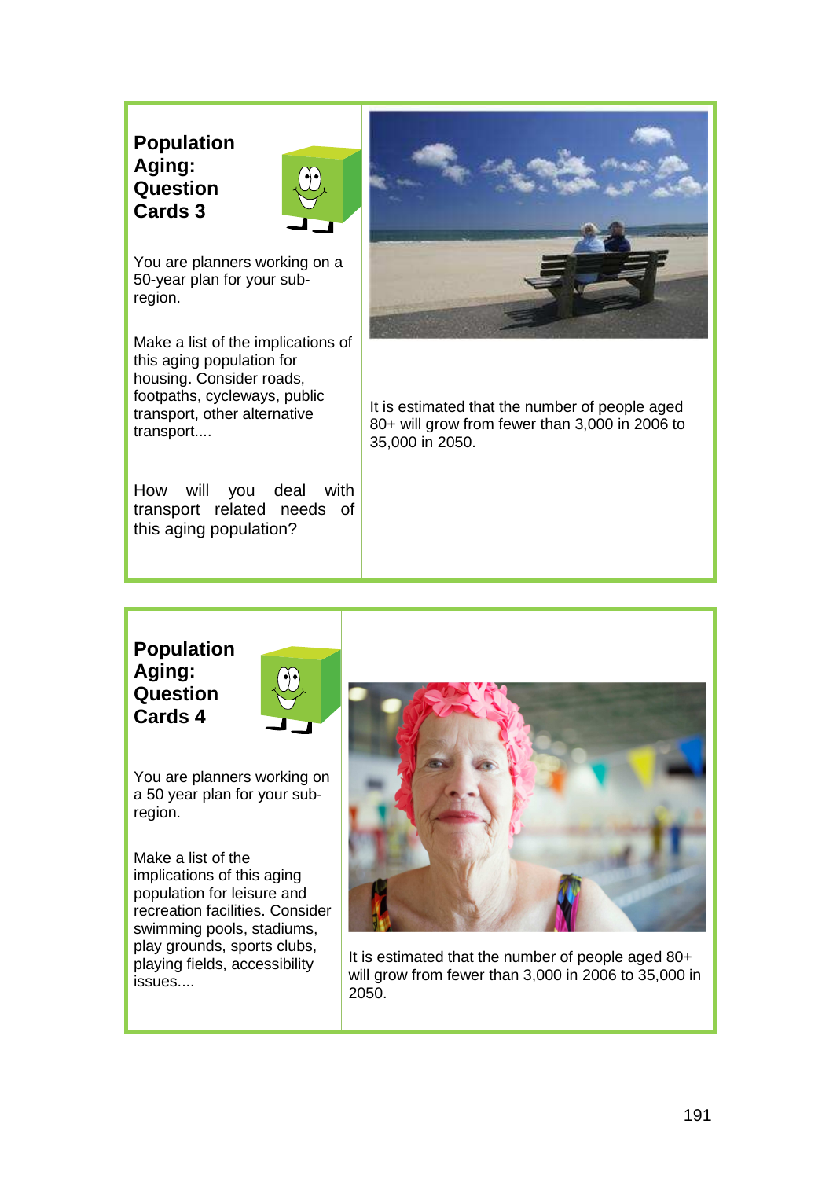## Population Aging: Question Cards 3

You are planners working on a 50-year plan for your sub-region.

Make a list of the implications of this aging population for housing. Consider roads, footpaths, cycleways, public transport, other alternative transport....

How will you deal with transport related needs of this aging population?

It is estimated that the number of people aged 80+ will grow from fewer than 3,000 in 2006 to 35,000 in 2050.

## Population Aging: Question Cards 4

You are planners working on a 50 year plan for your sub-region.

Make a list of the implications of this aging population for leisure and recreation facilities. Consider swimming pools, stadiums, play grounds, sports clubs, playing fields, accessibility issues....

It is estimated that the number of people aged 80+ will grow from fewer than 3,000 in 2006 to 35,000 in 2050.